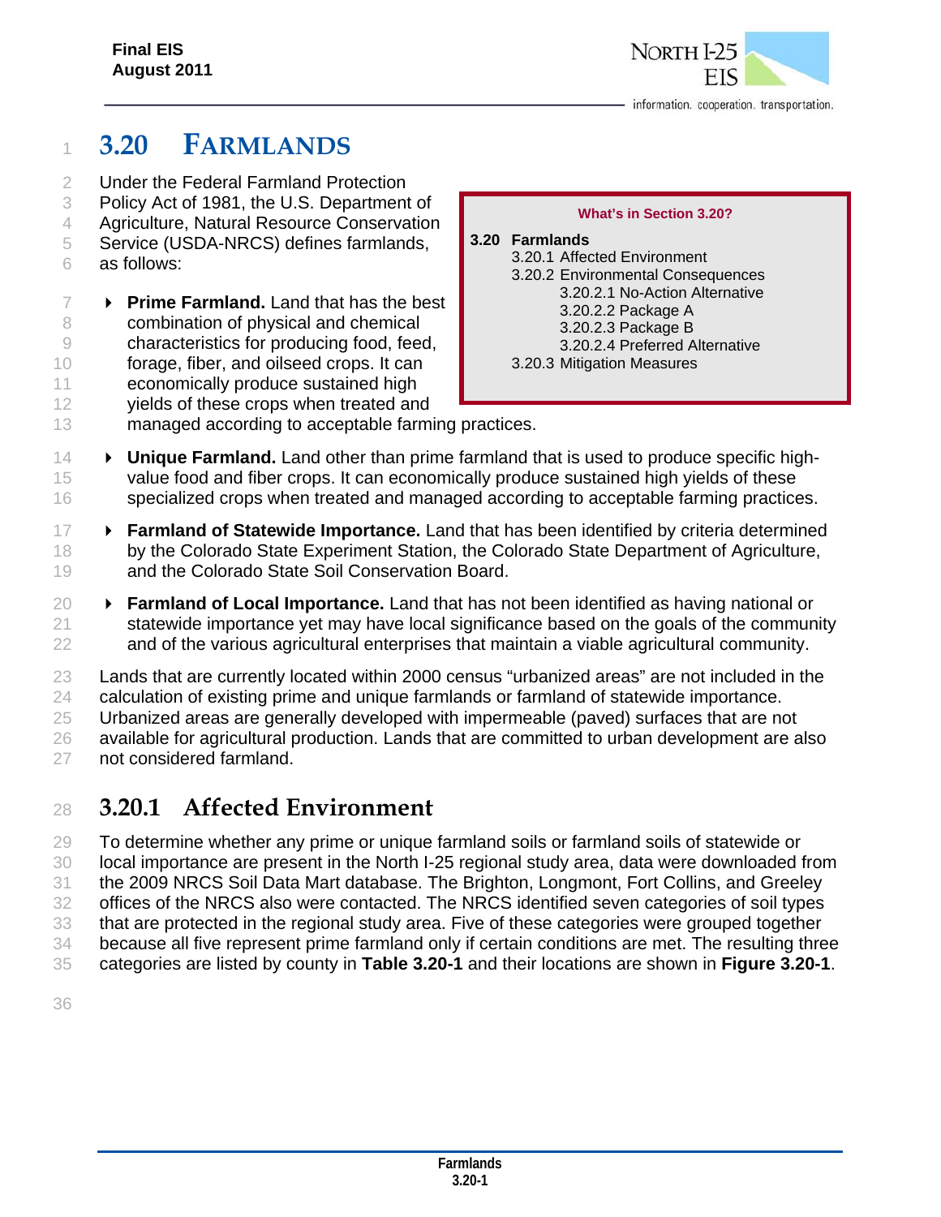# 3.20 FARMLANDS

Under the Federal Farmland Protection Policy Act of 1981, the U.S. Department of Agriculture, Natural Resource Conservation Service (USDA-NRCS) defines farmlands, as follows:

> **What's in Section 3.20?**
>
> **3.20 Farmlands**
> - 3.20.1 Affected Environment
> - 3.20.2 Environmental Consequences
>   - 3.20.2.1 No-Action Alternative
>   - 3.20.2.2 Package A
>   - 3.20.2.3 Package B
>   - 3.20.2.4 Preferred Alternative
> - 3.20.3 Mitigation Measures

- **Prime Farmland.** Land that has the best combination of physical and chemical characteristics for producing food, feed, forage, fiber, and oilseed crops. It can economically produce sustained high yields of these crops when treated and managed according to acceptable farming practices.
- **Unique Farmland.** Land other than prime farmland that is used to produce specific high-value food and fiber crops. It can economically produce sustained high yields of these specialized crops when treated and managed according to acceptable farming practices.
- **Farmland of Statewide Importance.** Land that has been identified by criteria determined by the Colorado State Experiment Station, the Colorado State Department of Agriculture, and the Colorado State Soil Conservation Board.
- **Farmland of Local Importance.** Land that has not been identified as having national or statewide importance yet may have local significance based on the goals of the community and of the various agricultural enterprises that maintain a viable agricultural community.

Lands that are currently located within 2000 census "urbanized areas" are not included in the calculation of existing prime and unique farmlands or farmland of statewide importance. Urbanized areas are generally developed with impermeable (paved) surfaces that are not available for agricultural production. Lands that are committed to urban development are also not considered farmland.

## 3.20.1 Affected Environment

To determine whether any prime or unique farmland soils or farmland soils of statewide or local importance are present in the North I-25 regional study area, data were downloaded from the 2009 NRCS Soil Data Mart database. The Brighton, Longmont, Fort Collins, and Greeley offices of the NRCS also were contacted. The NRCS identified seven categories of soil types that are protected in the regional study area. Five of these categories were grouped together because all five represent prime farmland only if certain conditions are met. The resulting three categories are listed by county in **Table 3.20-1** and their locations are shown in **Figure 3.20-1**.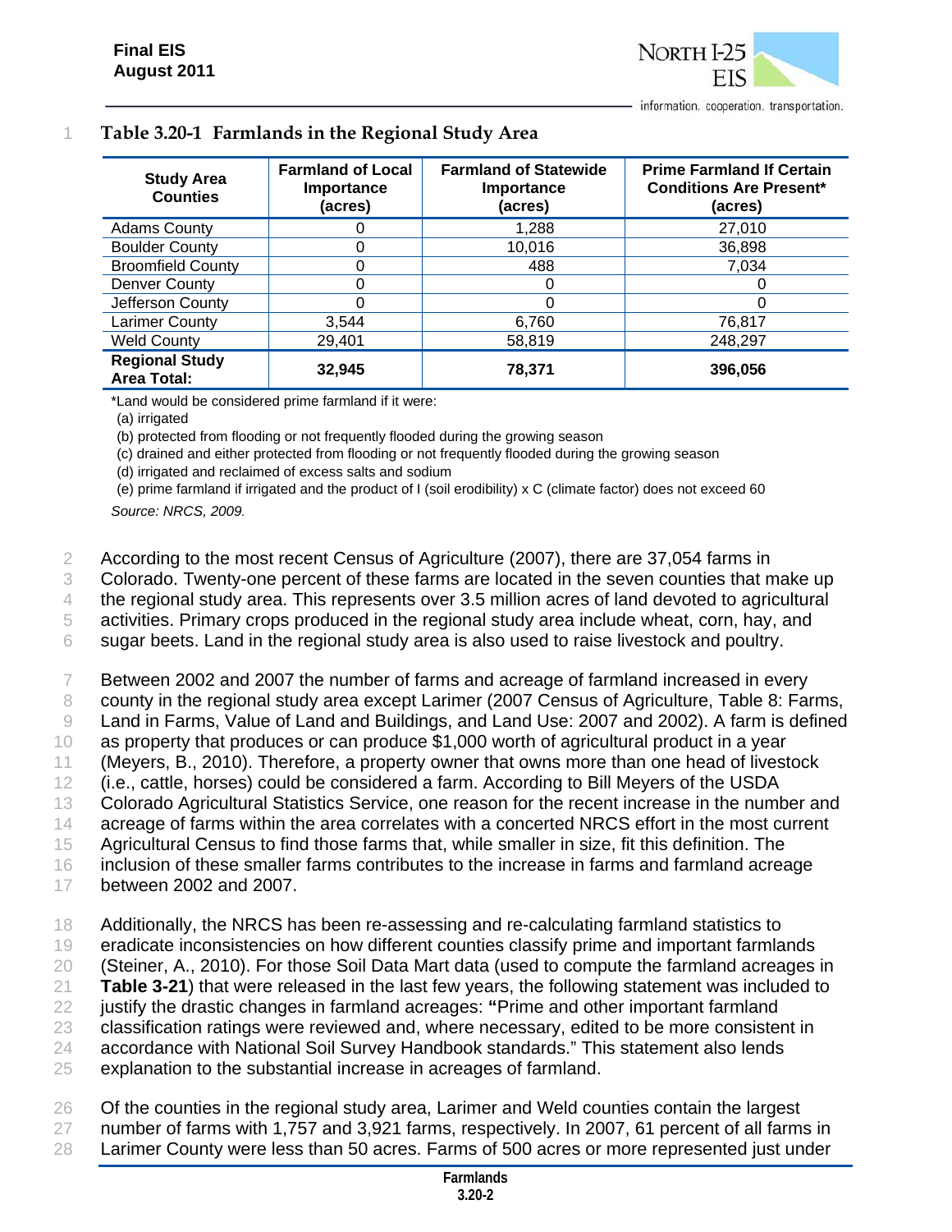### Table 3.20-1 Farmlands in the Regional Study Area

| Study Area Counties | Farmland of Local Importance (acres) | Farmland of Statewide Importance (acres) | Prime Farmland If Certain Conditions Are Present* (acres) |
|---|---|---|---|
| Adams County | 0 | 1,288 | 27,010 |
| Boulder County | 0 | 10,016 | 36,898 |
| Broomfield County | 0 | 488 | 7,034 |
| Denver County | 0 | 0 | 0 |
| Jefferson County | 0 | 0 | 0 |
| Larimer County | 3,544 | 6,760 | 76,817 |
| Weld County | 29,401 | 58,819 | 248,297 |
| **Regional Study Area Total:** | **32,945** | **78,371** | **396,056** |

*Land would be considered prime farmland if it were:

(a) irrigated

(b) protected from flooding or not frequently flooded during the growing season

(c) drained and either protected from flooding or not frequently flooded during the growing season

(d) irrigated and reclaimed of excess salts and sodium

(e) prime farmland if irrigated and the product of I (soil erodibility) x C (climate factor) does not exceed 60

*Source: NRCS, 2009.*

According to the most recent Census of Agriculture (2007), there are 37,054 farms in Colorado. Twenty-one percent of these farms are located in the seven counties that make up the regional study area. This represents over 3.5 million acres of land devoted to agricultural activities. Primary crops produced in the regional study area include wheat, corn, hay, and sugar beets. Land in the regional study area is also used to raise livestock and poultry.

Between 2002 and 2007 the number of farms and acreage of farmland increased in every county in the regional study area except Larimer (2007 Census of Agriculture, Table 8: Farms, Land in Farms, Value of Land and Buildings, and Land Use: 2007 and 2002). A farm is defined as property that produces or can produce $1,000 worth of agricultural product in a year (Meyers, B., 2010). Therefore, a property owner that owns more than one head of livestock (i.e., cattle, horses) could be considered a farm. According to Bill Meyers of the USDA Colorado Agricultural Statistics Service, one reason for the recent increase in the number and acreage of farms within the area correlates with a concerted NRCS effort in the most current Agricultural Census to find those farms that, while smaller in size, fit this definition. The inclusion of these smaller farms contributes to the increase in farms and farmland acreage between 2002 and 2007.

Additionally, the NRCS has been re-assessing and re-calculating farmland statistics to eradicate inconsistencies on how different counties classify prime and important farmlands (Steiner, A., 2010). For those Soil Data Mart data (used to compute the farmland acreages in **Table 3-21**) that were released in the last few years, the following statement was included to justify the drastic changes in farmland acreages: **"**Prime and other important farmland classification ratings were reviewed and, where necessary, edited to be more consistent in accordance with National Soil Survey Handbook standards." This statement also lends explanation to the substantial increase in acreages of farmland.

Of the counties in the regional study area, Larimer and Weld counties contain the largest number of farms with 1,757 and 3,921 farms, respectively. In 2007, 61 percent of all farms in Larimer County were less than 50 acres. Farms of 500 acres or more represented just under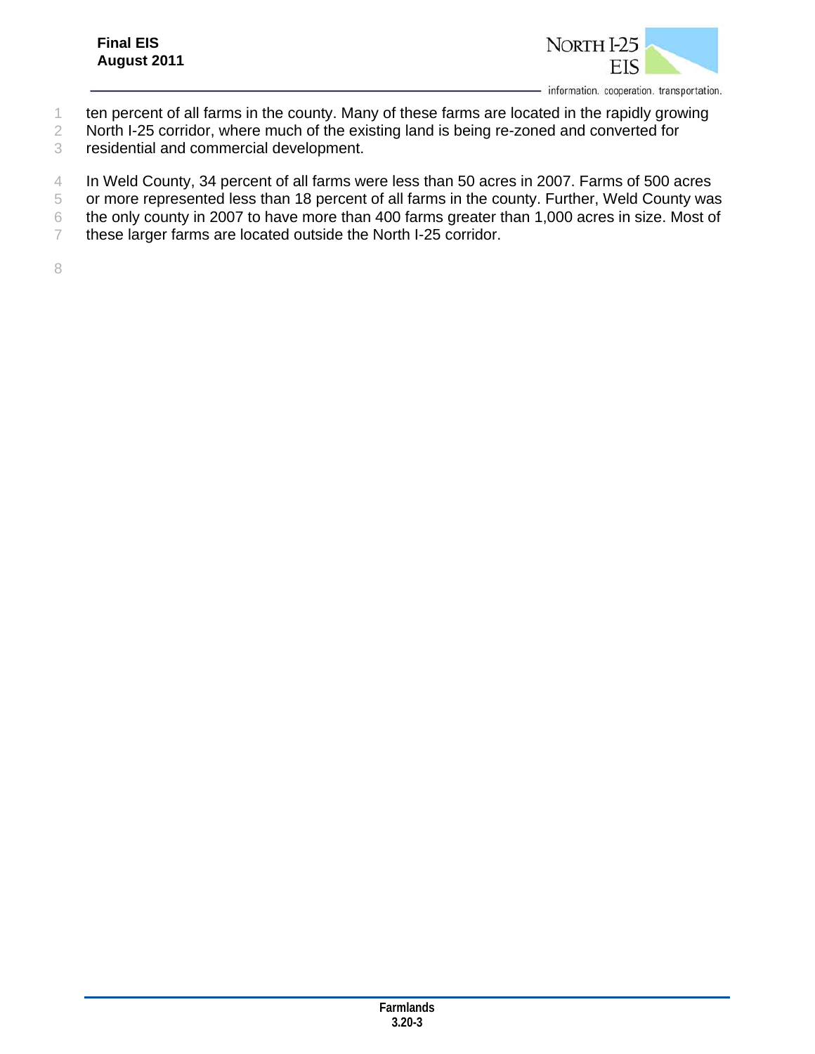ten percent of all farms in the county. Many of these farms are located in the rapidly growing North I-25 corridor, where much of the existing land is being re-zoned and converted for residential and commercial development.

In Weld County, 34 percent of all farms were less than 50 acres in 2007. Farms of 500 acres or more represented less than 18 percent of all farms in the county. Further, Weld County was the only county in 2007 to have more than 400 farms greater than 1,000 acres in size. Most of these larger farms are located outside the North I-25 corridor.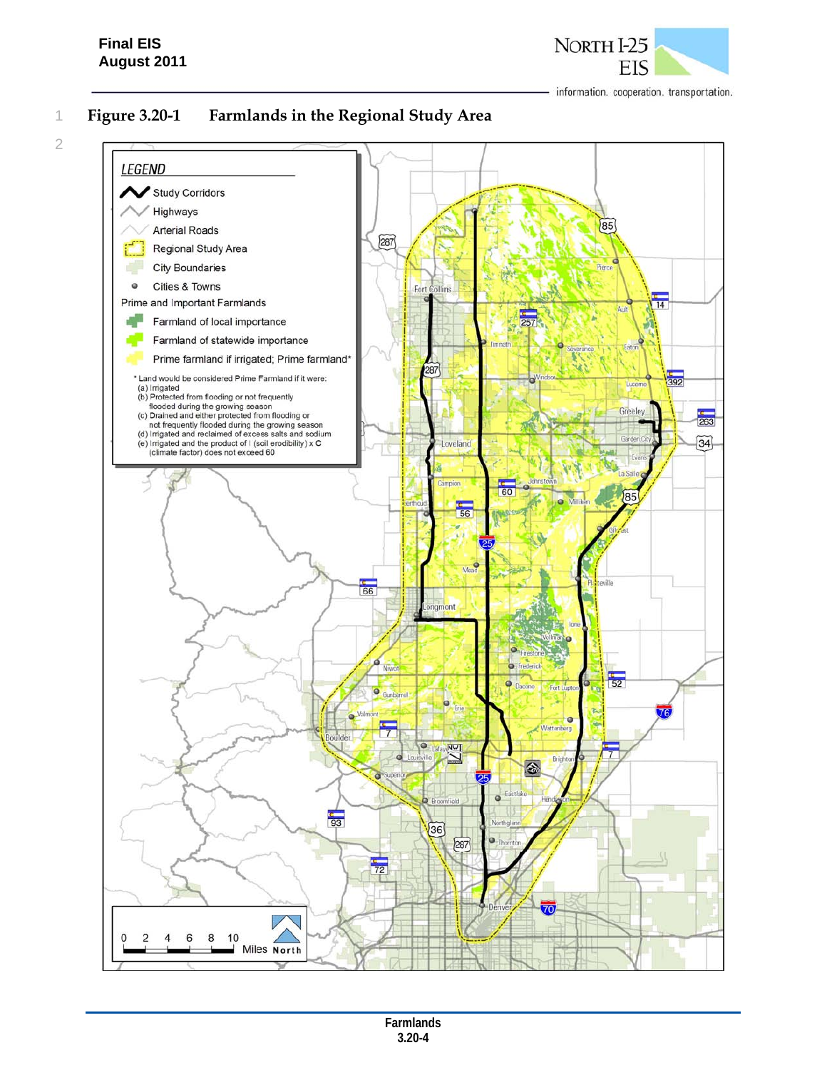# Figure 3.20-1 Farmlands in the Regional Study Area

LEGEND

- Study Corridors
- Highways
- Arterial Roads
- Regional Study Area
- City Boundaries
- Cities & Towns

Prime and Important Farmlands

- Farmland of local importance
- Farmland of statewide importance
- Prime farmland if irrigated; Prime farmland*

\* Land would be considered Prime Farmland if it were:
(a) Irrigated
(b) Protected from flooding or not frequently flooded during the growing season
(c) Drained and either protected from flooding or not frequently flooded during the growing season
(d) Irrigated and reclaimed of excess salts and sodium
(e) Irrigated and the product of I (soil erodibility) x C (climate factor) does not exceed 60

0 2 4 6 8 10 Miles North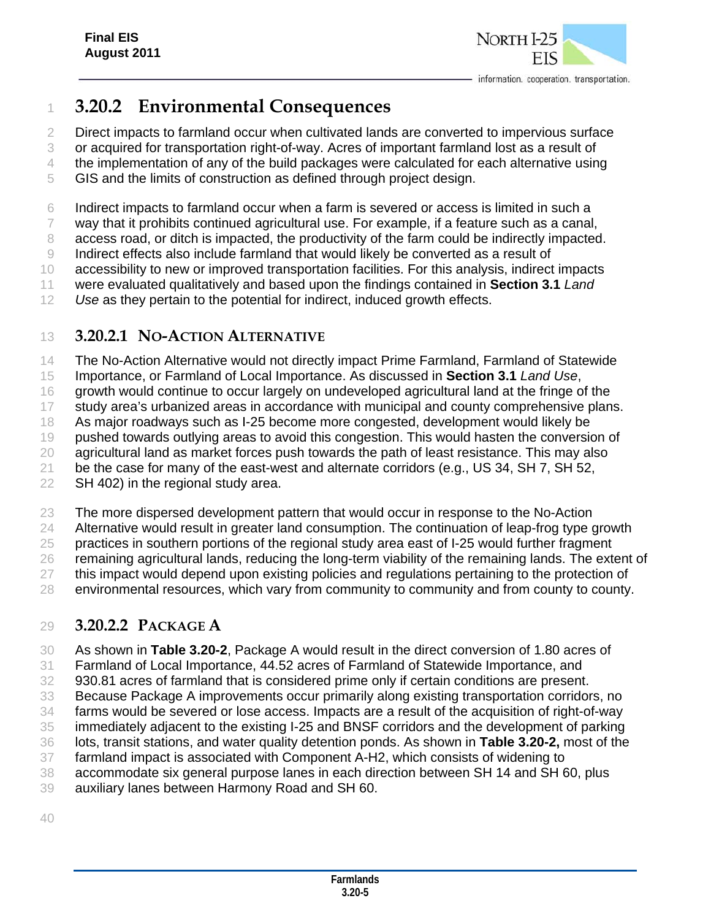## 3.20.2 Environmental Consequences

Direct impacts to farmland occur when cultivated lands are converted to impervious surface or acquired for transportation right-of-way. Acres of important farmland lost as a result of the implementation of any of the build packages were calculated for each alternative using GIS and the limits of construction as defined through project design.

Indirect impacts to farmland occur when a farm is severed or access is limited in such a way that it prohibits continued agricultural use. For example, if a feature such as a canal, access road, or ditch is impacted, the productivity of the farm could be indirectly impacted. Indirect effects also include farmland that would likely be converted as a result of accessibility to new or improved transportation facilities. For this analysis, indirect impacts were evaluated qualitatively and based upon the findings contained in **Section 3.1** *Land Use* as they pertain to the potential for indirect, induced growth effects.

### 3.20.2.1 No-Action Alternative

The No-Action Alternative would not directly impact Prime Farmland, Farmland of Statewide Importance, or Farmland of Local Importance. As discussed in **Section 3.1** *Land Use*, growth would continue to occur largely on undeveloped agricultural land at the fringe of the study area's urbanized areas in accordance with municipal and county comprehensive plans. As major roadways such as I-25 become more congested, development would likely be pushed towards outlying areas to avoid this congestion. This would hasten the conversion of agricultural land as market forces push towards the path of least resistance. This may also be the case for many of the east-west and alternate corridors (e.g., US 34, SH 7, SH 52, SH 402) in the regional study area.

The more dispersed development pattern that would occur in response to the No-Action Alternative would result in greater land consumption. The continuation of leap-frog type growth practices in southern portions of the regional study area east of I-25 would further fragment remaining agricultural lands, reducing the long-term viability of the remaining lands. The extent of this impact would depend upon existing policies and regulations pertaining to the protection of environmental resources, which vary from community to community and from county to county.

### 3.20.2.2 Package A

As shown in **Table 3.20-2**, Package A would result in the direct conversion of 1.80 acres of Farmland of Local Importance, 44.52 acres of Farmland of Statewide Importance, and 930.81 acres of farmland that is considered prime only if certain conditions are present. Because Package A improvements occur primarily along existing transportation corridors, no farms would be severed or lose access. Impacts are a result of the acquisition of right-of-way immediately adjacent to the existing I-25 and BNSF corridors and the development of parking lots, transit stations, and water quality detention ponds. As shown in **Table 3.20-2,** most of the farmland impact is associated with Component A-H2, which consists of widening to accommodate six general purpose lanes in each direction between SH 14 and SH 60, plus auxiliary lanes between Harmony Road and SH 60.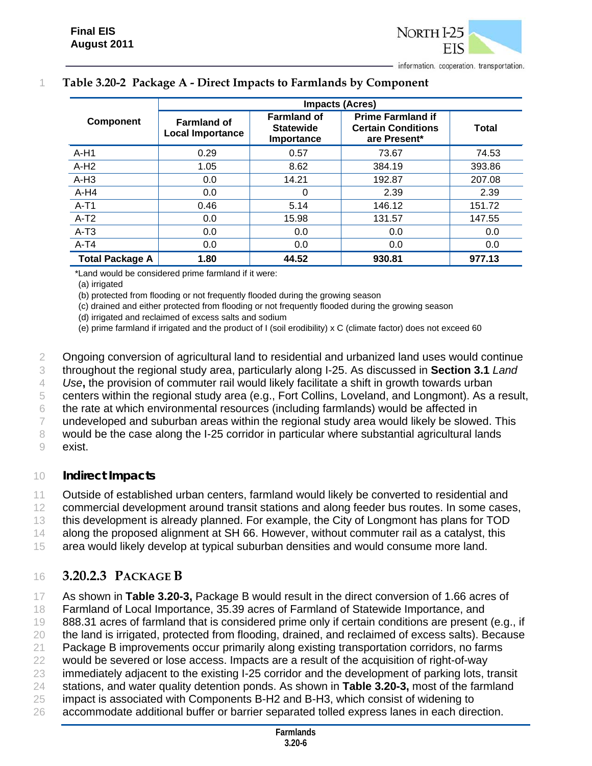**Table 3.20-2 Package A - Direct Impacts to Farmlands by Component**

| Component | Impacts (Acres) | | | |
|---|---|---|---|---|
| | Farmland of Local Importance | Farmland of Statewide Importance | Prime Farmland if Certain Conditions are Present* | Total |
| A-H1 | 0.29 | 0.57 | 73.67 | 74.53 |
| A-H2 | 1.05 | 8.62 | 384.19 | 393.86 |
| A-H3 | 0.0 | 14.21 | 192.87 | 207.08 |
| A-H4 | 0.0 | 0 | 2.39 | 2.39 |
| A-T1 | 0.46 | 5.14 | 146.12 | 151.72 |
| A-T2 | 0.0 | 15.98 | 131.57 | 147.55 |
| A-T3 | 0.0 | 0.0 | 0.0 | 0.0 |
| A-T4 | 0.0 | 0.0 | 0.0 | 0.0 |
| **Total Package A** | **1.80** | **44.52** | **930.81** | **977.13** |

*Land would be considered prime farmland if it were:
(a) irrigated
(b) protected from flooding or not frequently flooded during the growing season
(c) drained and either protected from flooding or not frequently flooded during the growing season
(d) irrigated and reclaimed of excess salts and sodium
(e) prime farmland if irrigated and the product of I (soil erodibility) x C (climate factor) does not exceed 60

Ongoing conversion of agricultural land to residential and urbanized land uses would continue throughout the regional study area, particularly along I-25. As discussed in **Section 3.1** *Land Use***,** the provision of commuter rail would likely facilitate a shift in growth towards urban centers within the regional study area (e.g., Fort Collins, Loveland, and Longmont). As a result, the rate at which environmental resources (including farmlands) would be affected in undeveloped and suburban areas within the regional study area would likely be slowed. This would be the case along the I-25 corridor in particular where substantial agricultural lands exist.

#### Indirect Impacts

Outside of established urban centers, farmland would likely be converted to residential and commercial development around transit stations and along feeder bus routes. In some cases, this development is already planned. For example, the City of Longmont has plans for TOD along the proposed alignment at SH 66. However, without commuter rail as a catalyst, this area would likely develop at typical suburban densities and would consume more land.

### 3.20.2.3 Package B

As shown in **Table 3.20-3,** Package B would result in the direct conversion of 1.66 acres of Farmland of Local Importance, 35.39 acres of Farmland of Statewide Importance, and 888.31 acres of farmland that is considered prime only if certain conditions are present (e.g., if the land is irrigated, protected from flooding, drained, and reclaimed of excess salts). Because Package B improvements occur primarily along existing transportation corridors, no farms would be severed or lose access. Impacts are a result of the acquisition of right-of-way immediately adjacent to the existing I-25 corridor and the development of parking lots, transit stations, and water quality detention ponds. As shown in **Table 3.20-3,** most of the farmland impact is associated with Components B-H2 and B-H3, which consist of widening to accommodate additional buffer or barrier separated tolled express lanes in each direction.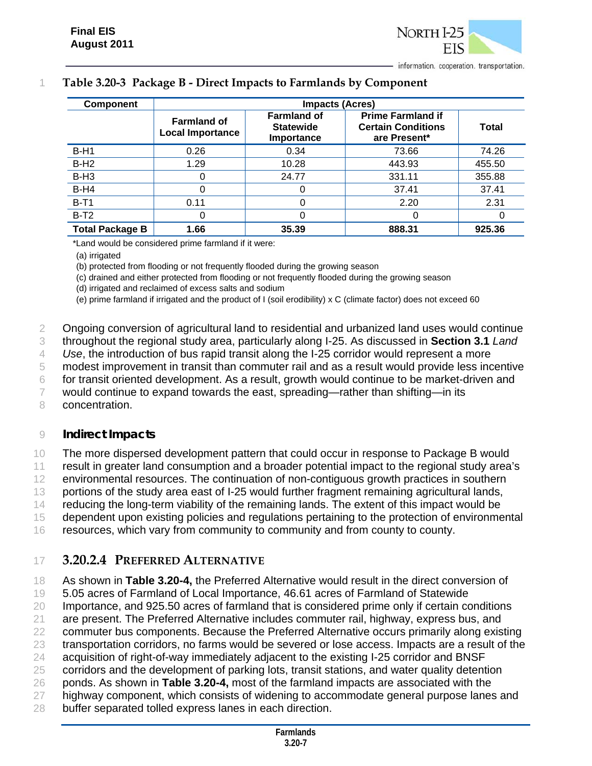**Table 3.20-3 Package B - Direct Impacts to Farmlands by Component**

| Component | Impacts (Acres) | | | |
|---|---|---|---|---|
| | Farmland of Local Importance | Farmland of Statewide Importance | Prime Farmland if Certain Conditions are Present* | Total |
| B-H1 | 0.26 | 0.34 | 73.66 | 74.26 |
| B-H2 | 1.29 | 10.28 | 443.93 | 455.50 |
| B-H3 | 0 | 24.77 | 331.11 | 355.88 |
| B-H4 | 0 | 0 | 37.41 | 37.41 |
| B-T1 | 0.11 | 0 | 2.20 | 2.31 |
| B-T2 | 0 | 0 | 0 | 0 |
| **Total Package B** | **1.66** | **35.39** | **888.31** | **925.36** |

*Land would be considered prime farmland if it were:

(a) irrigated

(b) protected from flooding or not frequently flooded during the growing season

(c) drained and either protected from flooding or not frequently flooded during the growing season

(d) irrigated and reclaimed of excess salts and sodium

(e) prime farmland if irrigated and the product of I (soil erodibility) x C (climate factor) does not exceed 60

Ongoing conversion of agricultural land to residential and urbanized land uses would continue throughout the regional study area, particularly along I-25. As discussed in **Section 3.1** *Land Use*, the introduction of bus rapid transit along the I-25 corridor would represent a more modest improvement in transit than commuter rail and as a result would provide less incentive for transit oriented development. As a result, growth would continue to be market-driven and would continue to expand towards the east, spreading—rather than shifting—in its concentration.

#### Indirect Impacts

The more dispersed development pattern that could occur in response to Package B would result in greater land consumption and a broader potential impact to the regional study area's environmental resources. The continuation of non-contiguous growth practices in southern portions of the study area east of I-25 would further fragment remaining agricultural lands, reducing the long-term viability of the remaining lands. The extent of this impact would be dependent upon existing policies and regulations pertaining to the protection of environmental resources, which vary from community to community and from county to county.

### 3.20.2.4 Preferred Alternative

As shown in **Table 3.20-4,** the Preferred Alternative would result in the direct conversion of 5.05 acres of Farmland of Local Importance, 46.61 acres of Farmland of Statewide Importance, and 925.50 acres of farmland that is considered prime only if certain conditions are present. The Preferred Alternative includes commuter rail, highway, express bus, and commuter bus components. Because the Preferred Alternative occurs primarily along existing transportation corridors, no farms would be severed or lose access. Impacts are a result of the acquisition of right-of-way immediately adjacent to the existing I-25 corridor and BNSF corridors and the development of parking lots, transit stations, and water quality detention ponds. As shown in **Table 3.20-4,** most of the farmland impacts are associated with the highway component, which consists of widening to accommodate general purpose lanes and buffer separated tolled express lanes in each direction.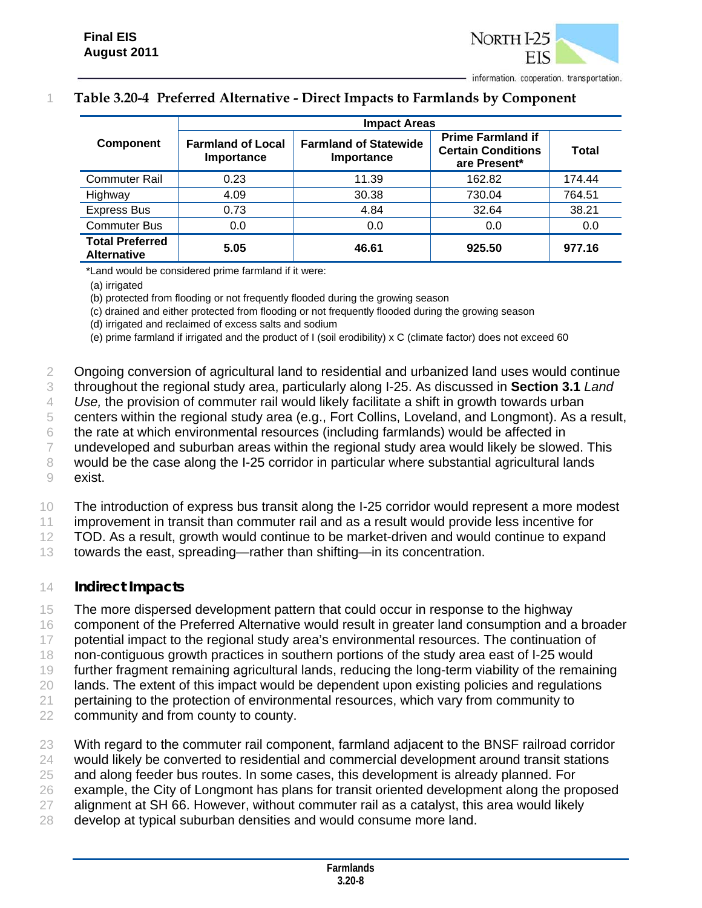**Table 3.20-4 Preferred Alternative - Direct Impacts to Farmlands by Component**

| Component | Impact Areas | | | |
|---|---|---|---|---|
| | Farmland of Local Importance | Farmland of Statewide Importance | Prime Farmland if Certain Conditions are Present* | Total |
| Commuter Rail | 0.23 | 11.39 | 162.82 | 174.44 |
| Highway | 4.09 | 30.38 | 730.04 | 764.51 |
| Express Bus | 0.73 | 4.84 | 32.64 | 38.21 |
| Commuter Bus | 0.0 | 0.0 | 0.0 | 0.0 |
| **Total Preferred Alternative** | **5.05** | **46.61** | **925.50** | **977.16** |

*Land would be considered prime farmland if it were:

(a) irrigated

(b) protected from flooding or not frequently flooded during the growing season

(c) drained and either protected from flooding or not frequently flooded during the growing season

(d) irrigated and reclaimed of excess salts and sodium

(e) prime farmland if irrigated and the product of I (soil erodibility) x C (climate factor) does not exceed 60

Ongoing conversion of agricultural land to residential and urbanized land uses would continue throughout the regional study area, particularly along I-25. As discussed in **Section 3.1** *Land Use,* the provision of commuter rail would likely facilitate a shift in growth towards urban centers within the regional study area (e.g., Fort Collins, Loveland, and Longmont). As a result, the rate at which environmental resources (including farmlands) would be affected in undeveloped and suburban areas within the regional study area would likely be slowed. This would be the case along the I-25 corridor in particular where substantial agricultural lands exist.

The introduction of express bus transit along the I-25 corridor would represent a more modest improvement in transit than commuter rail and as a result would provide less incentive for TOD. As a result, growth would continue to be market-driven and would continue to expand towards the east, spreading—rather than shifting—in its concentration.

### Indirect Impacts

The more dispersed development pattern that could occur in response to the highway component of the Preferred Alternative would result in greater land consumption and a broader potential impact to the regional study area's environmental resources. The continuation of non-contiguous growth practices in southern portions of the study area east of I-25 would further fragment remaining agricultural lands, reducing the long-term viability of the remaining lands. The extent of this impact would be dependent upon existing policies and regulations pertaining to the protection of environmental resources, which vary from community to community and from county to county.

With regard to the commuter rail component, farmland adjacent to the BNSF railroad corridor would likely be converted to residential and commercial development around transit stations and along feeder bus routes. In some cases, this development is already planned. For example, the City of Longmont has plans for transit oriented development along the proposed alignment at SH 66. However, without commuter rail as a catalyst, this area would likely develop at typical suburban densities and would consume more land.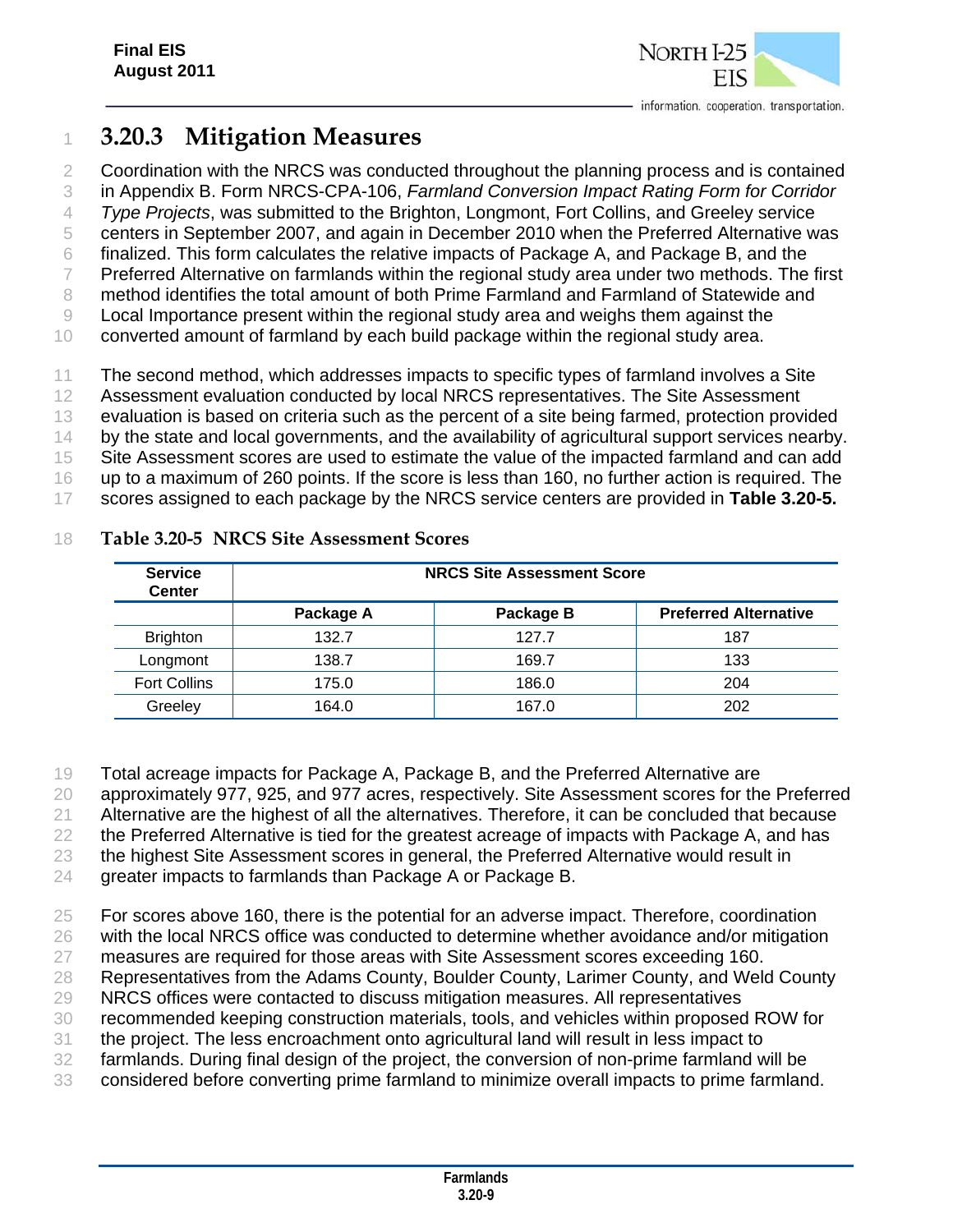### 3.20.3 Mitigation Measures

Coordination with the NRCS was conducted throughout the planning process and is contained in Appendix B. Form NRCS-CPA-106, *Farmland Conversion Impact Rating Form for Corridor Type Projects*, was submitted to the Brighton, Longmont, Fort Collins, and Greeley service centers in September 2007, and again in December 2010 when the Preferred Alternative was finalized. This form calculates the relative impacts of Package A, and Package B, and the Preferred Alternative on farmlands within the regional study area under two methods. The first method identifies the total amount of both Prime Farmland and Farmland of Statewide and Local Importance present within the regional study area and weighs them against the converted amount of farmland by each build package within the regional study area.

The second method, which addresses impacts to specific types of farmland involves a Site Assessment evaluation conducted by local NRCS representatives. The Site Assessment evaluation is based on criteria such as the percent of a site being farmed, protection provided by the state and local governments, and the availability of agricultural support services nearby. Site Assessment scores are used to estimate the value of the impacted farmland and can add up to a maximum of 260 points. If the score is less than 160, no further action is required. The scores assigned to each package by the NRCS service centers are provided in **Table 3.20-5.**

**Table 3.20-5 NRCS Site Assessment Scores**

| Service Center | NRCS Site Assessment Score | | |
|---|---|---|---|
| | Package A | Package B | Preferred Alternative |
| Brighton | 132.7 | 127.7 | 187 |
| Longmont | 138.7 | 169.7 | 133 |
| Fort Collins | 175.0 | 186.0 | 204 |
| Greeley | 164.0 | 167.0 | 202 |

Total acreage impacts for Package A, Package B, and the Preferred Alternative are approximately 977, 925, and 977 acres, respectively. Site Assessment scores for the Preferred Alternative are the highest of all the alternatives. Therefore, it can be concluded that because the Preferred Alternative is tied for the greatest acreage of impacts with Package A, and has the highest Site Assessment scores in general, the Preferred Alternative would result in greater impacts to farmlands than Package A or Package B.

For scores above 160, there is the potential for an adverse impact. Therefore, coordination with the local NRCS office was conducted to determine whether avoidance and/or mitigation measures are required for those areas with Site Assessment scores exceeding 160. Representatives from the Adams County, Boulder County, Larimer County, and Weld County NRCS offices were contacted to discuss mitigation measures. All representatives recommended keeping construction materials, tools, and vehicles within proposed ROW for the project. The less encroachment onto agricultural land will result in less impact to farmlands. During final design of the project, the conversion of non-prime farmland will be considered before converting prime farmland to minimize overall impacts to prime farmland.